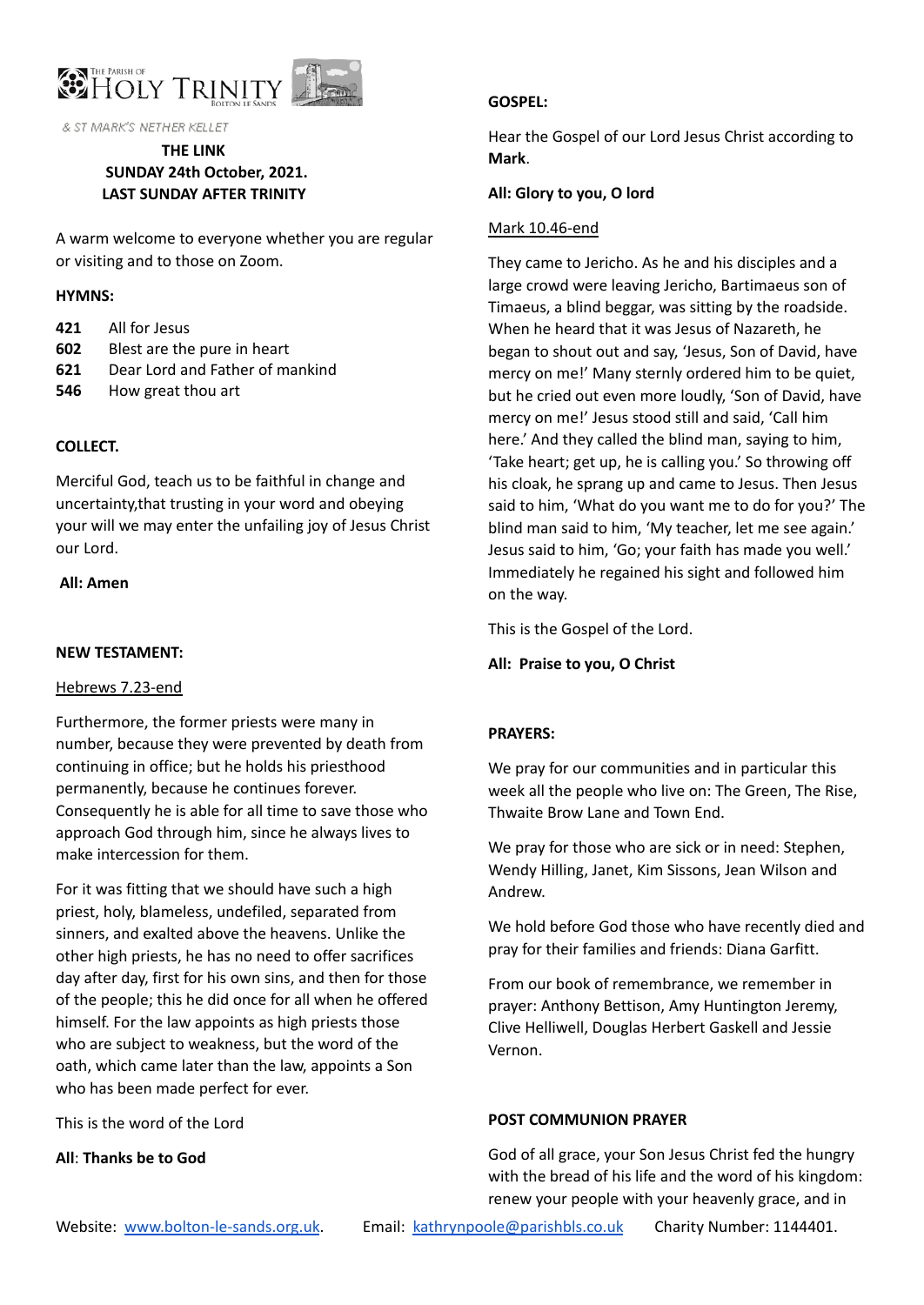THE PARISH OF HOLY TRINITY BOLTON LE SANDS

& ST MARK'S NETHER KELLET

**THE LINK**
**SUNDAY 24th October, 2021.**
**LAST SUNDAY AFTER TRINITY**

A warm welcome to everyone whether you are regular or visiting and to those on Zoom.

**HYMNS:**

**421** All for Jesus
**602** Blest are the pure in heart
**621** Dear Lord and Father of mankind
**546** How great thou art

**COLLECT.**

Merciful God, teach us to be faithful in change and uncertainty,that trusting in your word and obeying your will we may enter the unfailing joy of Jesus Christ our Lord.

**All: Amen**

**NEW TESTAMENT:**

Hebrews 7.23-end

Furthermore, the former priests were many in number, because they were prevented by death from continuing in office; but he holds his priesthood permanently, because he continues forever. Consequently he is able for all time to save those who approach God through him, since he always lives to make intercession for them.

For it was fitting that we should have such a high priest, holy, blameless, undefiled, separated from sinners, and exalted above the heavens. Unlike the other high priests, he has no need to offer sacrifices day after day, first for his own sins, and then for those of the people; this he did once for all when he offered himself. For the law appoints as high priests those who are subject to weakness, but the word of the oath, which came later than the law, appoints a Son who has been made perfect for ever.

This is the word of the Lord

**All**: **Thanks be to God**

**GOSPEL:**

Hear the Gospel of our Lord Jesus Christ according to **Mark**.

**All: Glory to you, O lord**

Mark 10.46-end

They came to Jericho. As he and his disciples and a large crowd were leaving Jericho, Bartimaeus son of Timaeus, a blind beggar, was sitting by the roadside. When he heard that it was Jesus of Nazareth, he began to shout out and say, 'Jesus, Son of David, have mercy on me!' Many sternly ordered him to be quiet, but he cried out even more loudly, 'Son of David, have mercy on me!' Jesus stood still and said, 'Call him here.' And they called the blind man, saying to him, 'Take heart; get up, he is calling you.' So throwing off his cloak, he sprang up and came to Jesus. Then Jesus said to him, 'What do you want me to do for you?' The blind man said to him, 'My teacher, let me see again.' Jesus said to him, 'Go; your faith has made you well.' Immediately he regained his sight and followed him on the way.

This is the Gospel of the Lord.

**All: Praise to you, O Christ**

**PRAYERS:**

We pray for our communities and in particular this week all the people who live on: The Green, The Rise, Thwaite Brow Lane and Town End.

We pray for those who are sick or in need: Stephen, Wendy Hilling, Janet, Kim Sissons, Jean Wilson and Andrew.

We hold before God those who have recently died and pray for their families and friends: Diana Garfitt.

From our book of remembrance, we remember in prayer: Anthony Bettison, Amy Huntington Jeremy, Clive Helliwell, Douglas Herbert Gaskell and Jessie Vernon.

**POST COMMUNION PRAYER**

God of all grace, your Son Jesus Christ fed the hungry with the bread of his life and the word of his kingdom: renew your people with your heavenly grace, and in

Website: www.bolton-le-sands.org.uk. Email: kathrynpoole@parishbls.co.uk Charity Number: 1144401.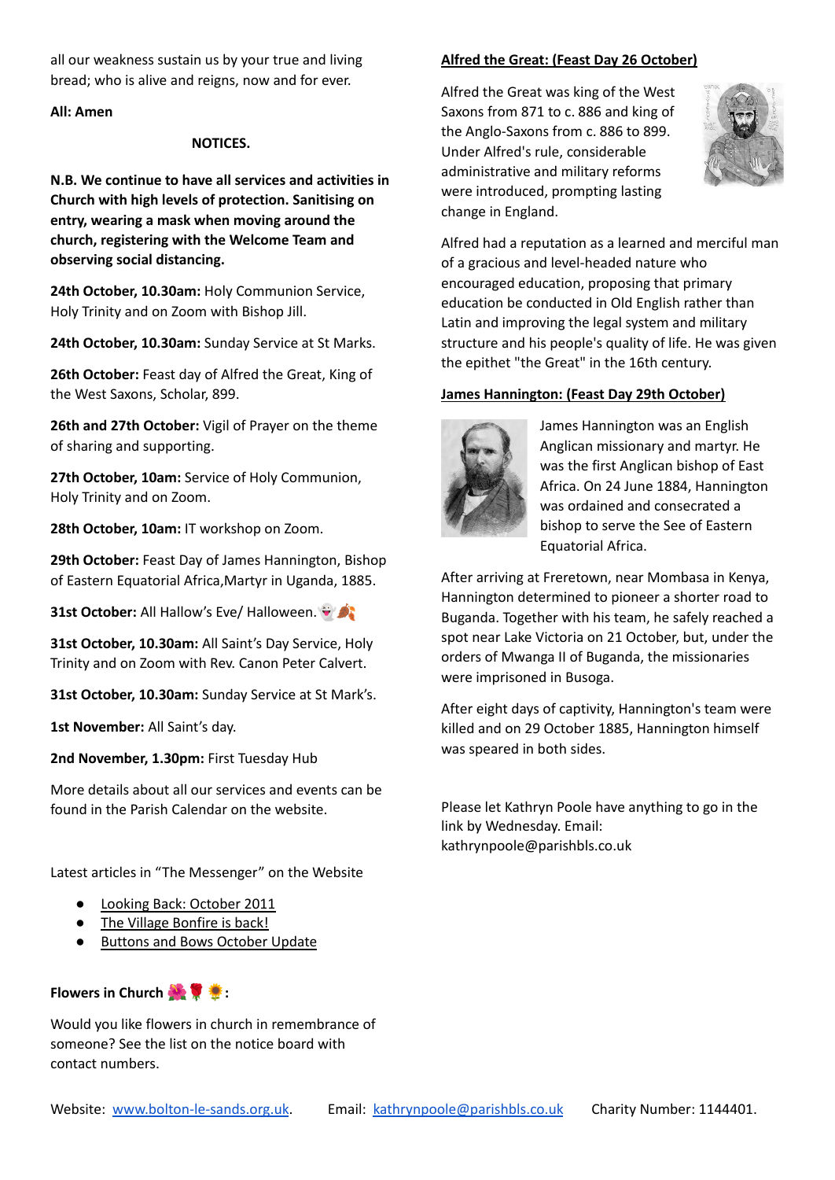all our weakness sustain us by your true and living bread; who is alive and reigns, now and for ever.

**All: Amen**

**NOTICES.**

**N.B. We continue to have all services and activities in Church with high levels of protection. Sanitising on entry, wearing a mask when moving around the church, registering with the Welcome Team and observing social distancing.**

**24th October, 10.30am:** Holy Communion Service, Holy Trinity and on Zoom with Bishop Jill.

**24th October, 10.30am:** Sunday Service at St Marks.

**26th October:** Feast day of Alfred the Great, King of the West Saxons, Scholar, 899.

**26th and 27th October:** Vigil of Prayer on the theme of sharing and supporting.

**27th October, 10am:** Service of Holy Communion, Holy Trinity and on Zoom.

**28th October, 10am:** IT workshop on Zoom.

**29th October:** Feast Day of James Hannington, Bishop of Eastern Equatorial Africa,Martyr in Uganda, 1885.

**31st October:** All Hallow's Eve/ Halloween. 👻🍂

**31st October, 10.30am:** All Saint's Day Service, Holy Trinity and on Zoom with Rev. Canon Peter Calvert.

**31st October, 10.30am:** Sunday Service at St Mark's.

**1st November:** All Saint's day.

**2nd November, 1.30pm:** First Tuesday Hub

More details about all our services and events can be found in the Parish Calendar on the website.

Latest articles in "The Messenger" on the Website

- Looking Back: October 2011
- The Village Bonfire is back!
- Buttons and Bows October Update

**Flowers in Church 🌺🌹🌻:**

Would you like flowers in church in remembrance of someone? See the list on the notice board with contact numbers.

## Alfred the Great: (Feast Day 26 October)

Alfred the Great was king of the West Saxons from 871 to c. 886 and king of the Anglo-Saxons from c. 886 to 899. Under Alfred's rule, considerable administrative and military reforms were introduced, prompting lasting change in England.

Alfred had a reputation as a learned and merciful man of a gracious and level-headed nature who encouraged education, proposing that primary education be conducted in Old English rather than Latin and improving the legal system and military structure and his people's quality of life. He was given the epithet "the Great" in the 16th century.

## James Hannington: (Feast Day 29th October)

James Hannington was an English Anglican missionary and martyr. He was the first Anglican bishop of East Africa. On 24 June 1884, Hannington was ordained and consecrated a bishop to serve the See of Eastern Equatorial Africa.

After arriving at Freretown, near Mombasa in Kenya, Hannington determined to pioneer a shorter road to Buganda. Together with his team, he safely reached a spot near Lake Victoria on 21 October, but, under the orders of Mwanga II of Buganda, the missionaries were imprisoned in Busoga.

After eight days of captivity, Hannington's team were killed and on 29 October 1885, Hannington himself was speared in both sides.

Please let Kathryn Poole have anything to go in the link by Wednesday. Email: kathrynpoole@parishbls.co.uk

Website: www.bolton-le-sands.org.uk. Email: kathrynpoole@parishbls.co.uk Charity Number: 1144401.